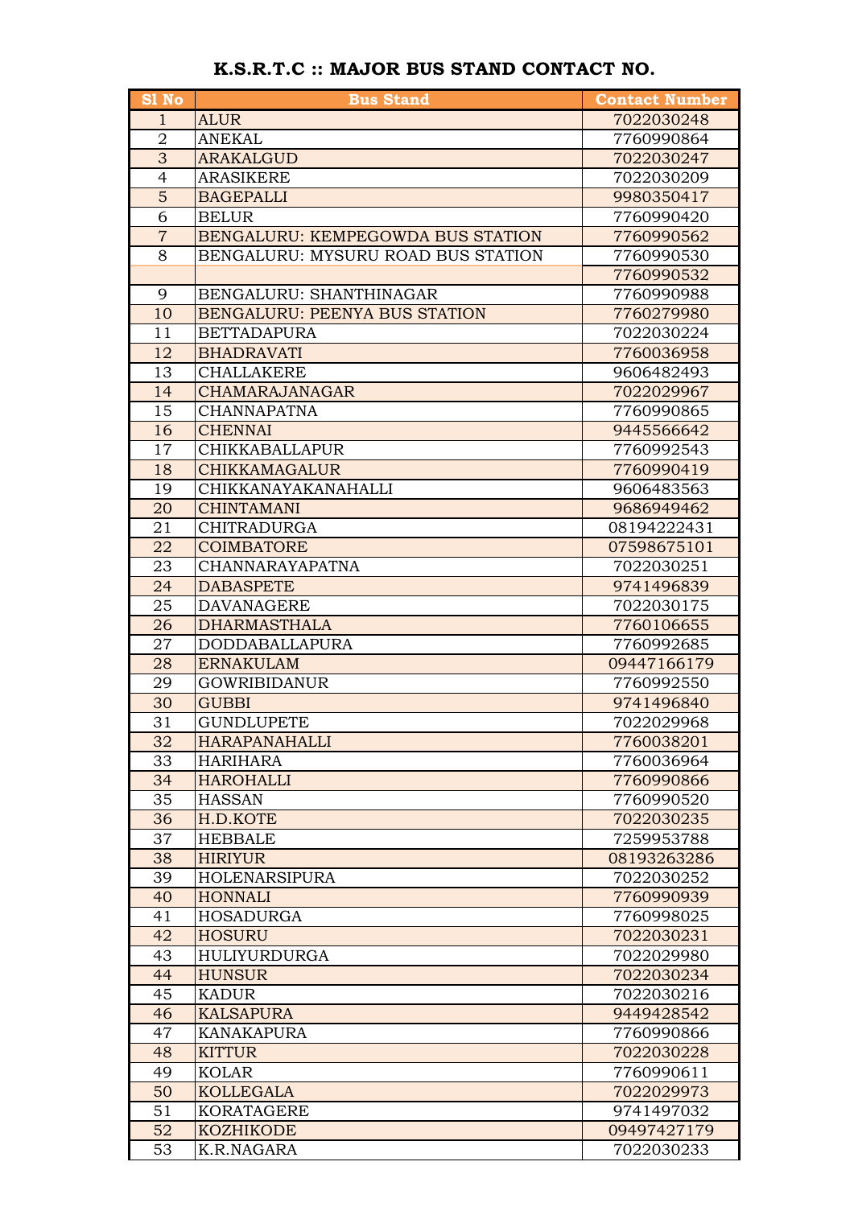# K.S.R.T.C :: MAJOR BUS STAND CONTACT NO.

| Sl No | Bus Stand | Contact Number |
|---|---|---|
| 1 | ALUR | 7022030248 |
| 2 | ANEKAL | 7760990864 |
| 3 | ARAKALGUD | 7022030247 |
| 4 | ARASIKERE | 7022030209 |
| 5 | BAGEPALLI | 9980350417 |
| 6 | BELUR | 7760990420 |
| 7 | BENGALURU: KEMPEGOWDA BUS STATION | 7760990562 |
| 8 | BENGALURU: MYSURU ROAD BUS STATION | 7760990530 |
| | | 7760990532 |
| 9 | BENGALURU: SHANTHINAGAR | 7760990988 |
| 10 | BENGALURU: PEENYA BUS STATION | 7760279980 |
| 11 | BETTADAPURA | 7022030224 |
| 12 | BHADRAVATI | 7760036958 |
| 13 | CHALLAKERE | 9606482493 |
| 14 | CHAMARAJANAGAR | 7022029967 |
| 15 | CHANNAPATNA | 7760990865 |
| 16 | CHENNAI | 9445566642 |
| 17 | CHIKKABALLAPUR | 7760992543 |
| 18 | CHIKKAMAGALUR | 7760990419 |
| 19 | CHIKKANAYAKANAHALLI | 9606483563 |
| 20 | CHINTAMANI | 9686949462 |
| 21 | CHITRADURGA | 08194222431 |
| 22 | COIMBATORE | 07598675101 |
| 23 | CHANNARAYAPATNA | 7022030251 |
| 24 | DABASPETE | 9741496839 |
| 25 | DAVANAGERE | 7022030175 |
| 26 | DHARMASTHALA | 7760106655 |
| 27 | DODDABALLAPURA | 7760992685 |
| 28 | ERNAKULAM | 09447166179 |
| 29 | GOWRIBIDANUR | 7760992550 |
| 30 | GUBBI | 9741496840 |
| 31 | GUNDLUPETE | 7022029968 |
| 32 | HARAPANAHALLI | 7760038201 |
| 33 | HARIHARA | 7760036964 |
| 34 | HAROHALLI | 7760990866 |
| 35 | HASSAN | 7760990520 |
| 36 | H.D.KOTE | 7022030235 |
| 37 | HEBBALE | 7259953788 |
| 38 | HIRIYUR | 08193263286 |
| 39 | HOLENARSIPURA | 7022030252 |
| 40 | HONNALI | 7760990939 |
| 41 | HOSADURGA | 7760998025 |
| 42 | HOSURU | 7022030231 |
| 43 | HULIYURDURGA | 7022029980 |
| 44 | HUNSUR | 7022030234 |
| 45 | KADUR | 7022030216 |
| 46 | KALSAPURA | 9449428542 |
| 47 | KANAKAPURA | 7760990866 |
| 48 | KITTUR | 7022030228 |
| 49 | KOLAR | 7760990611 |
| 50 | KOLLEGALA | 7022029973 |
| 51 | KORATAGERE | 9741497032 |
| 52 | KOZHIKODE | 09497427179 |
| 53 | K.R.NAGARA | 7022030233 |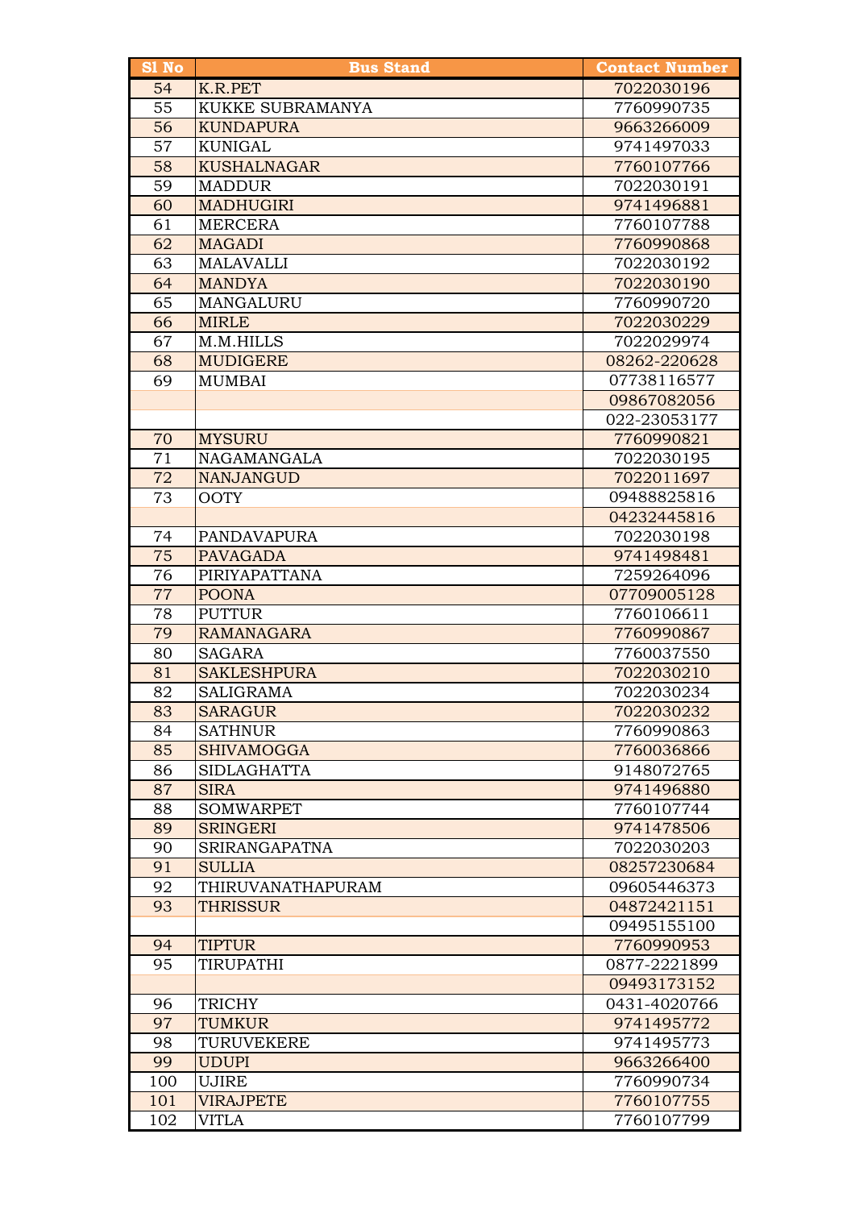| Sl No | Bus Stand | Contact Number |
|---|---|---|
| 54 | K.R.PET | 7022030196 |
| 55 | KUKKE SUBRAMANYA | 7760990735 |
| 56 | KUNDAPURA | 9663266009 |
| 57 | KUNIGAL | 9741497033 |
| 58 | KUSHALNAGAR | 7760107766 |
| 59 | MADDUR | 7022030191 |
| 60 | MADHUGIRI | 9741496881 |
| 61 | MERCERA | 7760107788 |
| 62 | MAGADI | 7760990868 |
| 63 | MALAVALLI | 7022030192 |
| 64 | MANDYA | 7022030190 |
| 65 | MANGALURU | 7760990720 |
| 66 | MIRLE | 7022030229 |
| 67 | M.M.HILLS | 7022029974 |
| 68 | MUDIGERE | 08262-220628 |
| 69 | MUMBAI | 07738116577 |
| | | 09867082056 |
| | | 022-23053177 |
| 70 | MYSURU | 7760990821 |
| 71 | NAGAMANGALA | 7022030195 |
| 72 | NANJANGUD | 7022011697 |
| 73 | OOTY | 09488825816 |
| | | 04232445816 |
| 74 | PANDAVAPURA | 7022030198 |
| 75 | PAVAGADA | 9741498481 |
| 76 | PIRIYAPATTANA | 7259264096 |
| 77 | POONA | 07709005128 |
| 78 | PUTTUR | 7760106611 |
| 79 | RAMANAGARA | 7760990867 |
| 80 | SAGARA | 7760037550 |
| 81 | SAKLESHPURA | 7022030210 |
| 82 | SALIGRAMA | 7022030234 |
| 83 | SARAGUR | 7022030232 |
| 84 | SATHNUR | 7760990863 |
| 85 | SHIVAMOGGA | 7760036866 |
| 86 | SIDLAGHATTA | 9148072765 |
| 87 | SIRA | 9741496880 |
| 88 | SOMWARPET | 7760107744 |
| 89 | SRINGERI | 9741478506 |
| 90 | SRIRANGAPATNA | 7022030203 |
| 91 | SULLIA | 08257230684 |
| 92 | THIRUVANATHAPURAM | 09605446373 |
| 93 | THRISSUR | 04872421151 |
| | | 09495155100 |
| 94 | TIPTUR | 7760990953 |
| 95 | TIRUPATHI | 0877-2221899 |
| | | 09493173152 |
| 96 | TRICHY | 0431-4020766 |
| 97 | TUMKUR | 9741495772 |
| 98 | TURUVEKERE | 9741495773 |
| 99 | UDUPI | 9663266400 |
| 100 | UJIRE | 7760990734 |
| 101 | VIRAJPETE | 7760107755 |
| 102 | VITLA | 7760107799 |